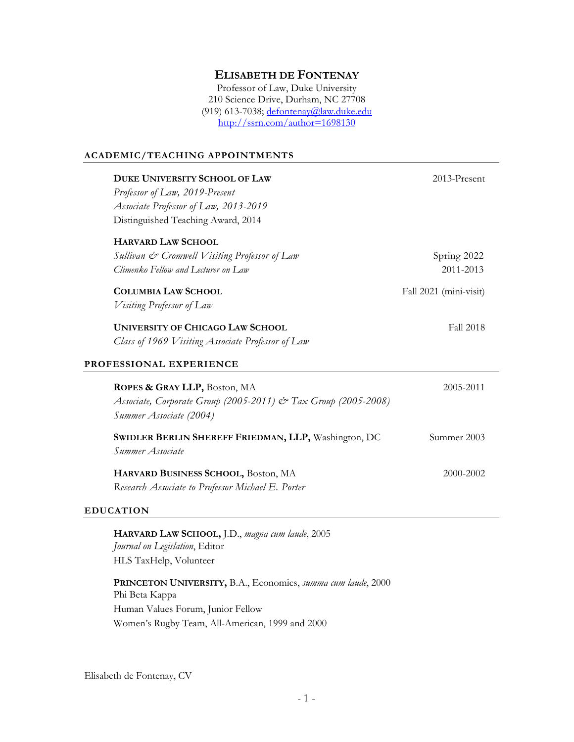# ELISABETH DE FONTENAY

Professor of Law, Duke University
210 Science Drive, Durham, NC 27708
(919) 613-7038; defontenay@law.duke.edu
http://ssrn.com/author=1698130

## ACADEMIC/TEACHING APPOINTMENTS

**DUKE UNIVERSITY SCHOOL OF LAW** — 2013-Present
*Professor of Law, 2019-Present*
*Associate Professor of Law, 2013-2019*
Distinguished Teaching Award, 2014

**HARVARD LAW SCHOOL**
*Sullivan & Cromwell Visiting Professor of Law* — Spring 2022
*Climenko Fellow and Lecturer on Law* — 2011-2013

**COLUMBIA LAW SCHOOL** — Fall 2021 (mini-visit)
*Visiting Professor of Law*

**UNIVERSITY OF CHICAGO LAW SCHOOL** — Fall 2018
*Class of 1969 Visiting Associate Professor of Law*

## PROFESSIONAL EXPERIENCE

**ROPES & GRAY LLP,** Boston, MA — 2005-2011
*Associate, Corporate Group (2005-2011) & Tax Group (2005-2008)*
*Summer Associate (2004)*

**SWIDLER BERLIN SHEREFF FRIEDMAN, LLP,** Washington, DC — Summer 2003
*Summer Associate*

**HARVARD BUSINESS SCHOOL,** Boston, MA — 2000-2002
*Research Associate to Professor Michael E. Porter*

## EDUCATION

**HARVARD LAW SCHOOL,** J.D., *magna cum laude*, 2005
*Journal on Legislation*, Editor
HLS TaxHelp, Volunteer

**PRINCETON UNIVERSITY,** B.A., Economics, *summa cum laude*, 2000
Phi Beta Kappa
Human Values Forum, Junior Fellow
Women's Rugby Team, All-American, 1999 and 2000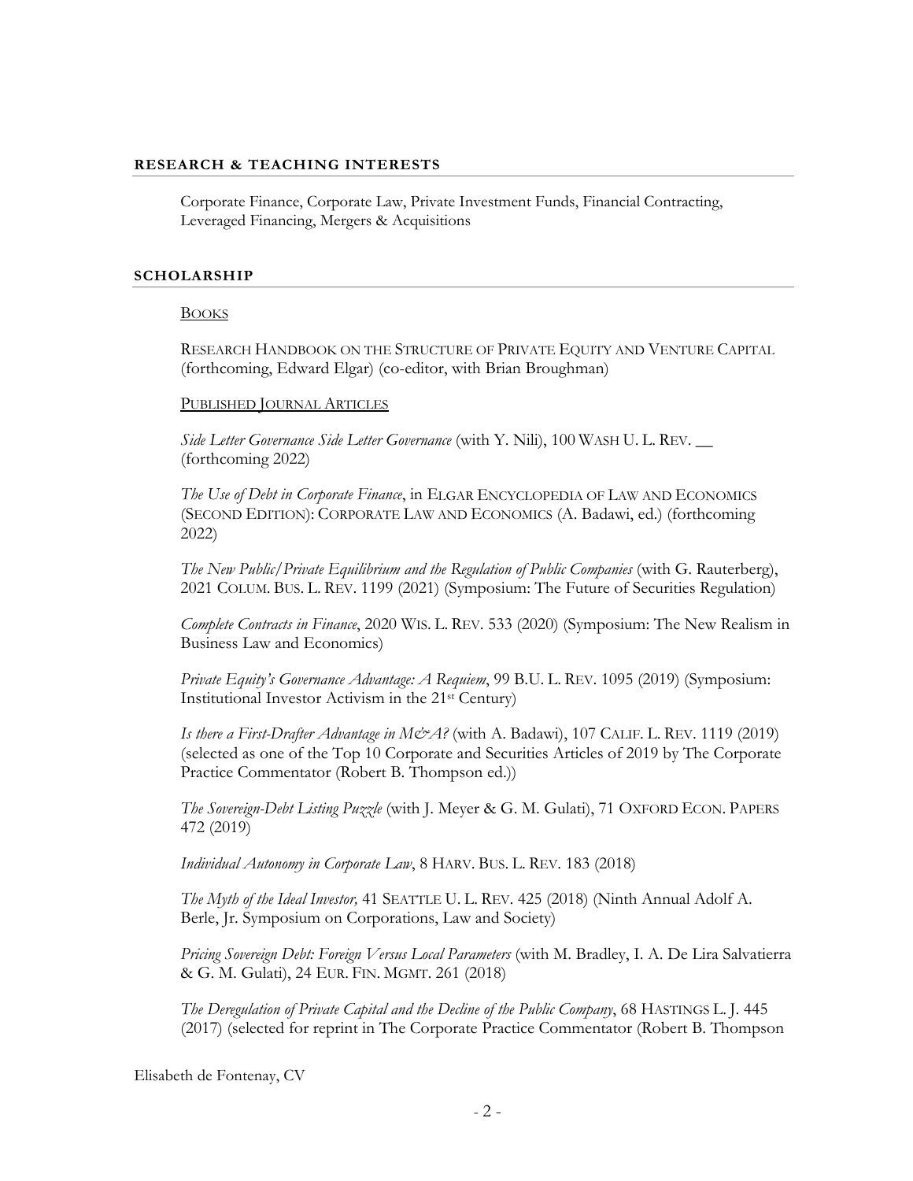## RESEARCH & TEACHING INTERESTS

Corporate Finance, Corporate Law, Private Investment Funds, Financial Contracting, Leveraged Financing, Mergers & Acquisitions

## SCHOLARSHIP

BOOKS

RESEARCH HANDBOOK ON THE STRUCTURE OF PRIVATE EQUITY AND VENTURE CAPITAL (forthcoming, Edward Elgar) (co-editor, with Brian Broughman)

PUBLISHED JOURNAL ARTICLES

*Side Letter Governance Side Letter Governance* (with Y. Nili), 100 WASH U. L. REV. __ (forthcoming 2022)

*The Use of Debt in Corporate Finance*, in ELGAR ENCYCLOPEDIA OF LAW AND ECONOMICS (SECOND EDITION): CORPORATE LAW AND ECONOMICS (A. Badawi, ed.) (forthcoming 2022)

*The New Public/Private Equilibrium and the Regulation of Public Companies* (with G. Rauterberg), 2021 COLUM. BUS. L. REV. 1199 (2021) (Symposium: The Future of Securities Regulation)

*Complete Contracts in Finance*, 2020 WIS. L. REV. 533 (2020) (Symposium: The New Realism in Business Law and Economics)

*Private Equity's Governance Advantage: A Requiem*, 99 B.U. L. REV. 1095 (2019) (Symposium: Institutional Investor Activism in the 21st Century)

*Is there a First-Drafter Advantage in M&A?* (with A. Badawi), 107 CALIF. L. REV. 1119 (2019) (selected as one of the Top 10 Corporate and Securities Articles of 2019 by The Corporate Practice Commentator (Robert B. Thompson ed.))

*The Sovereign-Debt Listing Puzzle* (with J. Meyer & G. M. Gulati), 71 OXFORD ECON. PAPERS 472 (2019)

*Individual Autonomy in Corporate Law*, 8 HARV. BUS. L. REV. 183 (2018)

*The Myth of the Ideal Investor,* 41 SEATTLE U. L. REV. 425 (2018) (Ninth Annual Adolf A. Berle, Jr. Symposium on Corporations, Law and Society)

*Pricing Sovereign Debt: Foreign Versus Local Parameters* (with M. Bradley, I. A. De Lira Salvatierra & G. M. Gulati), 24 EUR. FIN. MGMT. 261 (2018)

*The Deregulation of Private Capital and the Decline of the Public Company*, 68 HASTINGS L. J. 445 (2017) (selected for reprint in The Corporate Practice Commentator (Robert B. Thompson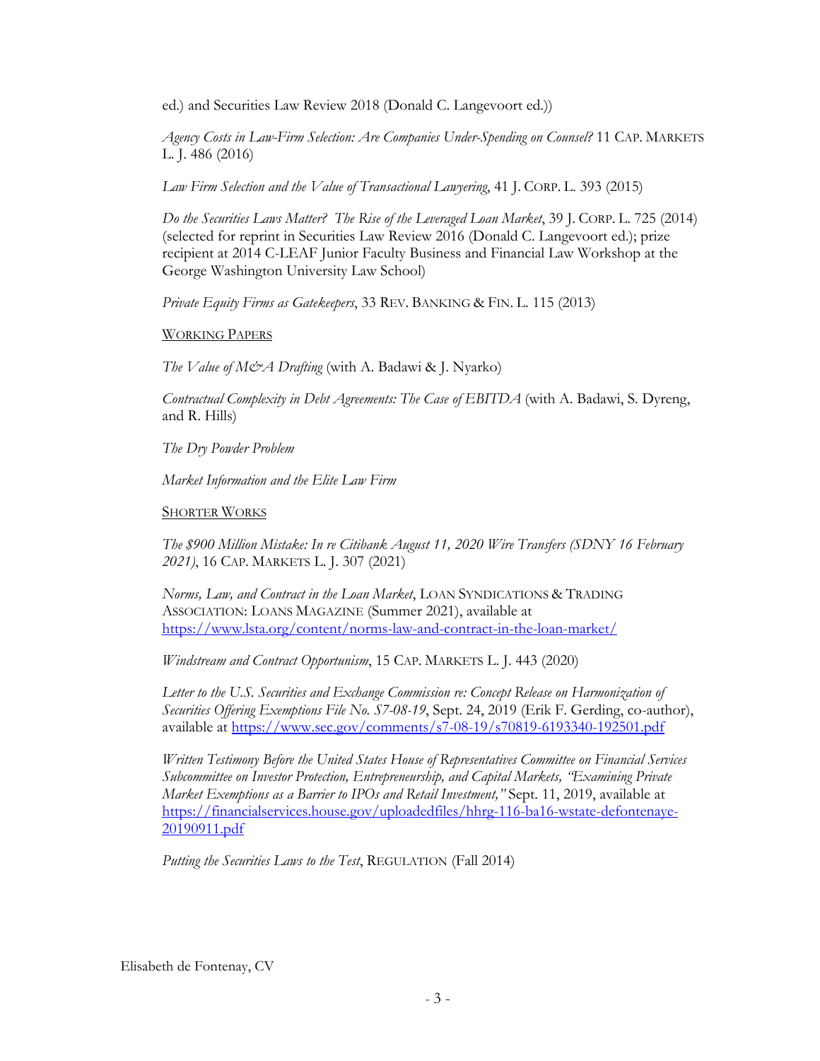ed.) and Securities Law Review 2018 (Donald C. Langevoort ed.))

*Agency Costs in Law-Firm Selection: Are Companies Under-Spending on Counsel?* 11 CAP. MARKETS L. J. 486 (2016)

*Law Firm Selection and the Value of Transactional Lawyering*, 41 J. CORP. L. 393 (2015)

*Do the Securities Laws Matter? The Rise of the Leveraged Loan Market*, 39 J. CORP. L. 725 (2014) (selected for reprint in Securities Law Review 2016 (Donald C. Langevoort ed.); prize recipient at 2014 C-LEAF Junior Faculty Business and Financial Law Workshop at the George Washington University Law School)

*Private Equity Firms as Gatekeepers*, 33 REV. BANKING & FIN. L. 115 (2013)

WORKING PAPERS

*The Value of M&A Drafting* (with A. Badawi & J. Nyarko)

*Contractual Complexity in Debt Agreements: The Case of EBITDA* (with A. Badawi, S. Dyreng, and R. Hills)

*The Dry Powder Problem*

*Market Information and the Elite Law Firm*

SHORTER WORKS

*The $900 Million Mistake: In re Citibank August 11, 2020 Wire Transfers (SDNY 16 February 2021)*, 16 CAP. MARKETS L. J. 307 (2021)

*Norms, Law, and Contract in the Loan Market*, LOAN SYNDICATIONS & TRADING ASSOCIATION: LOANS MAGAZINE (Summer 2021), available at https://www.lsta.org/content/norms-law-and-contract-in-the-loan-market/

*Windstream and Contract Opportunism*, 15 CAP. MARKETS L. J. 443 (2020)

*Letter to the U.S. Securities and Exchange Commission re: Concept Release on Harmonization of Securities Offering Exemptions File No. S7-08-19*, Sept. 24, 2019 (Erik F. Gerding, co-author), available at https://www.sec.gov/comments/s7-08-19/s70819-6193340-192501.pdf

*Written Testimony Before the United States House of Representatives Committee on Financial Services Subcommittee on Investor Protection, Entrepreneurship, and Capital Markets, "Examining Private Market Exemptions as a Barrier to IPOs and Retail Investment,"* Sept. 11, 2019, available at https://financialservices.house.gov/uploadedfiles/hhrg-116-ba16-wstate-defontenaye-20190911.pdf

*Putting the Securities Laws to the Test*, REGULATION (Fall 2014)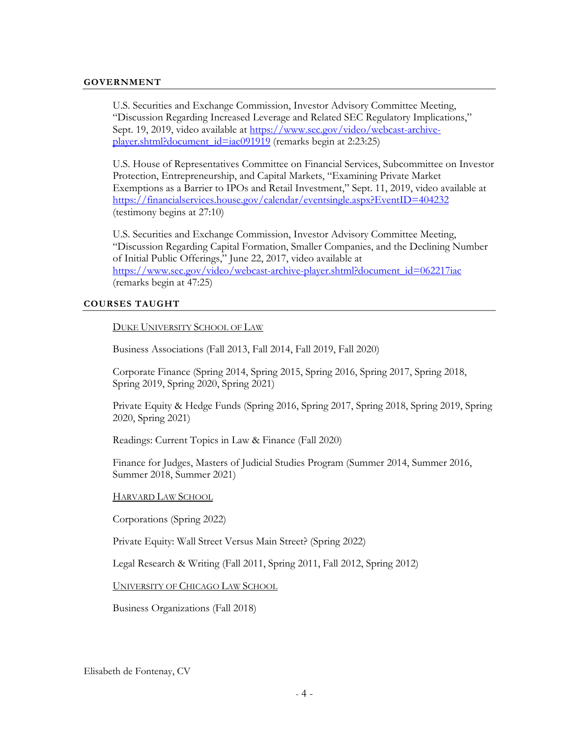## GOVERNMENT

U.S. Securities and Exchange Commission, Investor Advisory Committee Meeting, "Discussion Regarding Increased Leverage and Related SEC Regulatory Implications," Sept. 19, 2019, video available at [https://www.sec.gov/video/webcast-archive-player.shtml?document_id=iac091919](https://www.sec.gov/video/webcast-archive-player.shtml?document_id=iac091919) (remarks begin at 2:23:25)

U.S. House of Representatives Committee on Financial Services, Subcommittee on Investor Protection, Entrepreneurship, and Capital Markets, "Examining Private Market Exemptions as a Barrier to IPOs and Retail Investment," Sept. 11, 2019, video available at [https://financialservices.house.gov/calendar/eventsingle.aspx?EventID=404232](https://financialservices.house.gov/calendar/eventsingle.aspx?EventID=404232) (testimony begins at 27:10)

U.S. Securities and Exchange Commission, Investor Advisory Committee Meeting, "Discussion Regarding Capital Formation, Smaller Companies, and the Declining Number of Initial Public Offerings," June 22, 2017, video available at [https://www.sec.gov/video/webcast-archive-player.shtml?document_id=062217iac](https://www.sec.gov/video/webcast-archive-player.shtml?document_id=062217iac) (remarks begin at 47:25)

## COURSES TAUGHT

<u>DUKE UNIVERSITY SCHOOL OF LAW</u>

Business Associations (Fall 2013, Fall 2014, Fall 2019, Fall 2020)

Corporate Finance (Spring 2014, Spring 2015, Spring 2016, Spring 2017, Spring 2018, Spring 2019, Spring 2020, Spring 2021)

Private Equity & Hedge Funds (Spring 2016, Spring 2017, Spring 2018, Spring 2019, Spring 2020, Spring 2021)

Readings: Current Topics in Law & Finance (Fall 2020)

Finance for Judges, Masters of Judicial Studies Program (Summer 2014, Summer 2016, Summer 2018, Summer 2021)

<u>HARVARD LAW SCHOOL</u>

Corporations (Spring 2022)

Private Equity: Wall Street Versus Main Street? (Spring 2022)

Legal Research & Writing (Fall 2011, Spring 2011, Fall 2012, Spring 2012)

<u>UNIVERSITY OF CHICAGO LAW SCHOOL</u>

Business Organizations (Fall 2018)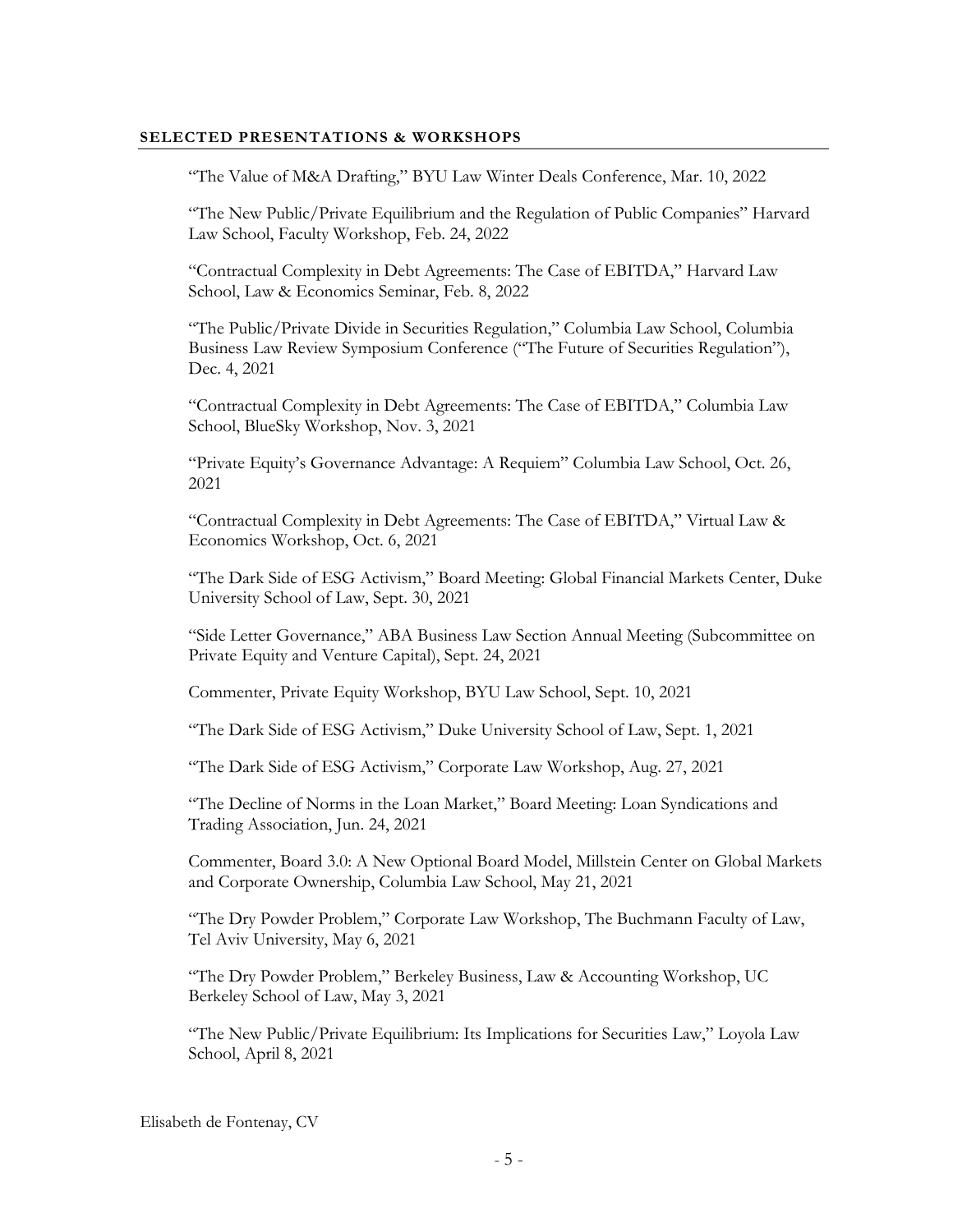## SELECTED PRESENTATIONS & WORKSHOPS

"The Value of M&A Drafting," BYU Law Winter Deals Conference, Mar. 10, 2022

"The New Public/Private Equilibrium and the Regulation of Public Companies" Harvard Law School, Faculty Workshop, Feb. 24, 2022

"Contractual Complexity in Debt Agreements: The Case of EBITDA," Harvard Law School, Law & Economics Seminar, Feb. 8, 2022

"The Public/Private Divide in Securities Regulation," Columbia Law School, Columbia Business Law Review Symposium Conference ("The Future of Securities Regulation"), Dec. 4, 2021

"Contractual Complexity in Debt Agreements: The Case of EBITDA," Columbia Law School, BlueSky Workshop, Nov. 3, 2021

"Private Equity's Governance Advantage: A Requiem" Columbia Law School, Oct. 26, 2021

"Contractual Complexity in Debt Agreements: The Case of EBITDA," Virtual Law & Economics Workshop, Oct. 6, 2021

"The Dark Side of ESG Activism," Board Meeting: Global Financial Markets Center, Duke University School of Law, Sept. 30, 2021

"Side Letter Governance," ABA Business Law Section Annual Meeting (Subcommittee on Private Equity and Venture Capital), Sept. 24, 2021

Commenter, Private Equity Workshop, BYU Law School, Sept. 10, 2021

"The Dark Side of ESG Activism," Duke University School of Law, Sept. 1, 2021

"The Dark Side of ESG Activism," Corporate Law Workshop, Aug. 27, 2021

"The Decline of Norms in the Loan Market," Board Meeting: Loan Syndications and Trading Association, Jun. 24, 2021

Commenter, Board 3.0: A New Optional Board Model, Millstein Center on Global Markets and Corporate Ownership, Columbia Law School, May 21, 2021

"The Dry Powder Problem," Corporate Law Workshop, The Buchmann Faculty of Law, Tel Aviv University, May 6, 2021

"The Dry Powder Problem," Berkeley Business, Law & Accounting Workshop, UC Berkeley School of Law, May 3, 2021

"The New Public/Private Equilibrium: Its Implications for Securities Law," Loyola Law School, April 8, 2021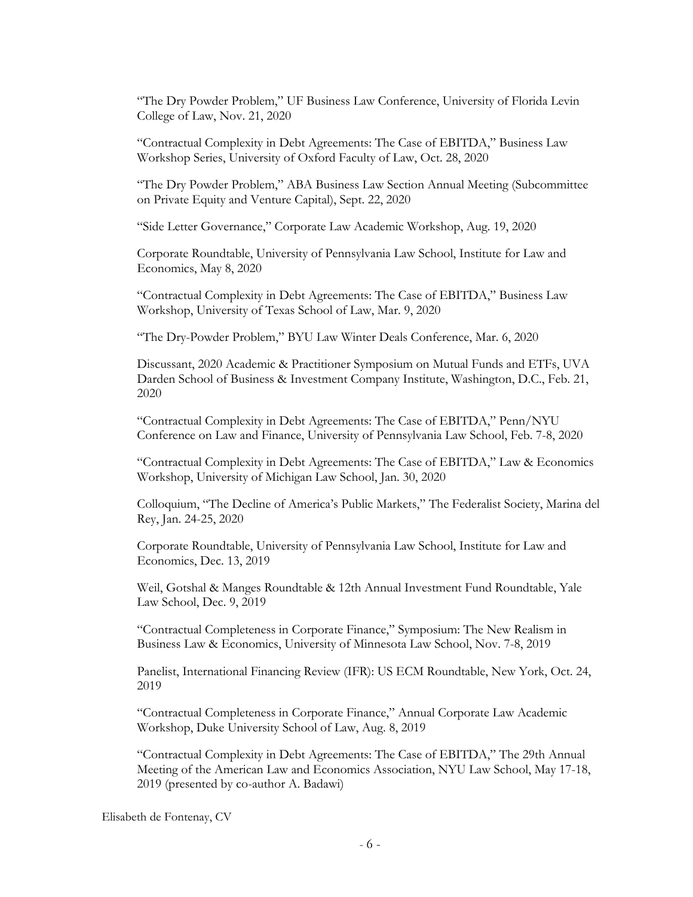"The Dry Powder Problem," UF Business Law Conference, University of Florida Levin College of Law, Nov. 21, 2020

"Contractual Complexity in Debt Agreements: The Case of EBITDA," Business Law Workshop Series, University of Oxford Faculty of Law, Oct. 28, 2020

"The Dry Powder Problem," ABA Business Law Section Annual Meeting (Subcommittee on Private Equity and Venture Capital), Sept. 22, 2020

"Side Letter Governance," Corporate Law Academic Workshop, Aug. 19, 2020

Corporate Roundtable, University of Pennsylvania Law School, Institute for Law and Economics, May 8, 2020

"Contractual Complexity in Debt Agreements: The Case of EBITDA," Business Law Workshop, University of Texas School of Law, Mar. 9, 2020

"The Dry-Powder Problem," BYU Law Winter Deals Conference, Mar. 6, 2020

Discussant, 2020 Academic & Practitioner Symposium on Mutual Funds and ETFs, UVA Darden School of Business & Investment Company Institute, Washington, D.C., Feb. 21, 2020

"Contractual Complexity in Debt Agreements: The Case of EBITDA," Penn/NYU Conference on Law and Finance, University of Pennsylvania Law School, Feb. 7-8, 2020

"Contractual Complexity in Debt Agreements: The Case of EBITDA," Law & Economics Workshop, University of Michigan Law School, Jan. 30, 2020

Colloquium, "The Decline of America's Public Markets," The Federalist Society, Marina del Rey, Jan. 24-25, 2020

Corporate Roundtable, University of Pennsylvania Law School, Institute for Law and Economics, Dec. 13, 2019

Weil, Gotshal & Manges Roundtable & 12th Annual Investment Fund Roundtable, Yale Law School, Dec. 9, 2019

"Contractual Completeness in Corporate Finance," Symposium: The New Realism in Business Law & Economics, University of Minnesota Law School, Nov. 7-8, 2019

Panelist, International Financing Review (IFR): US ECM Roundtable, New York, Oct. 24, 2019

"Contractual Completeness in Corporate Finance," Annual Corporate Law Academic Workshop, Duke University School of Law, Aug. 8, 2019

"Contractual Complexity in Debt Agreements: The Case of EBITDA," The 29th Annual Meeting of the American Law and Economics Association, NYU Law School, May 17-18, 2019 (presented by co-author A. Badawi)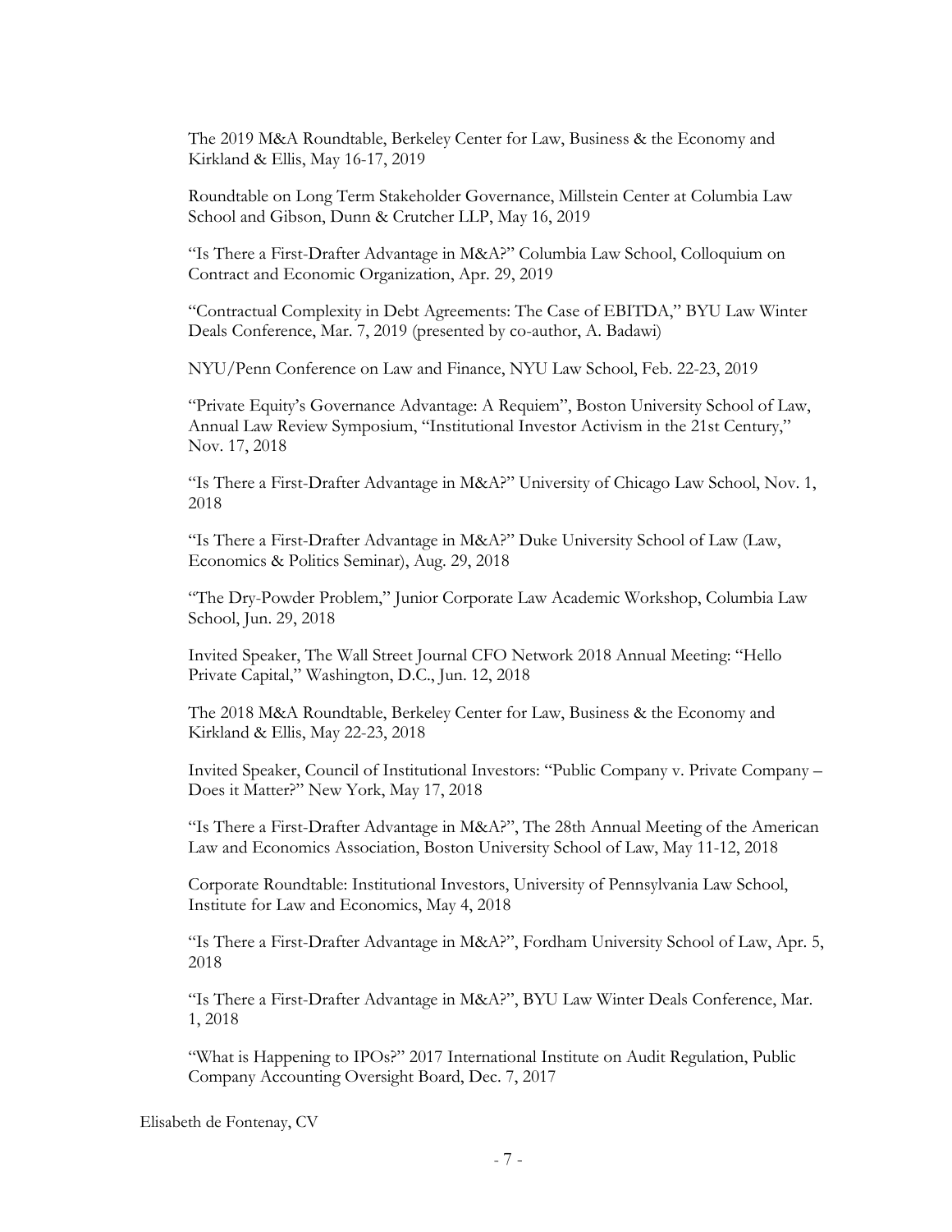The 2019 M&A Roundtable, Berkeley Center for Law, Business & the Economy and Kirkland & Ellis, May 16-17, 2019

Roundtable on Long Term Stakeholder Governance, Millstein Center at Columbia Law School and Gibson, Dunn & Crutcher LLP, May 16, 2019

"Is There a First-Drafter Advantage in M&A?" Columbia Law School, Colloquium on Contract and Economic Organization, Apr. 29, 2019

"Contractual Complexity in Debt Agreements: The Case of EBITDA," BYU Law Winter Deals Conference, Mar. 7, 2019 (presented by co-author, A. Badawi)

NYU/Penn Conference on Law and Finance, NYU Law School, Feb. 22-23, 2019

"Private Equity's Governance Advantage: A Requiem", Boston University School of Law, Annual Law Review Symposium, "Institutional Investor Activism in the 21st Century," Nov. 17, 2018

"Is There a First-Drafter Advantage in M&A?" University of Chicago Law School, Nov. 1, 2018

"Is There a First-Drafter Advantage in M&A?" Duke University School of Law (Law, Economics & Politics Seminar), Aug. 29, 2018

"The Dry-Powder Problem," Junior Corporate Law Academic Workshop, Columbia Law School, Jun. 29, 2018

Invited Speaker, The Wall Street Journal CFO Network 2018 Annual Meeting: "Hello Private Capital," Washington, D.C., Jun. 12, 2018

The 2018 M&A Roundtable, Berkeley Center for Law, Business & the Economy and Kirkland & Ellis, May 22-23, 2018

Invited Speaker, Council of Institutional Investors: "Public Company v. Private Company – Does it Matter?" New York, May 17, 2018

"Is There a First-Drafter Advantage in M&A?", The 28th Annual Meeting of the American Law and Economics Association, Boston University School of Law, May 11-12, 2018

Corporate Roundtable: Institutional Investors, University of Pennsylvania Law School, Institute for Law and Economics, May 4, 2018

"Is There a First-Drafter Advantage in M&A?", Fordham University School of Law, Apr. 5, 2018

"Is There a First-Drafter Advantage in M&A?", BYU Law Winter Deals Conference, Mar. 1, 2018

"What is Happening to IPOs?" 2017 International Institute on Audit Regulation, Public Company Accounting Oversight Board, Dec. 7, 2017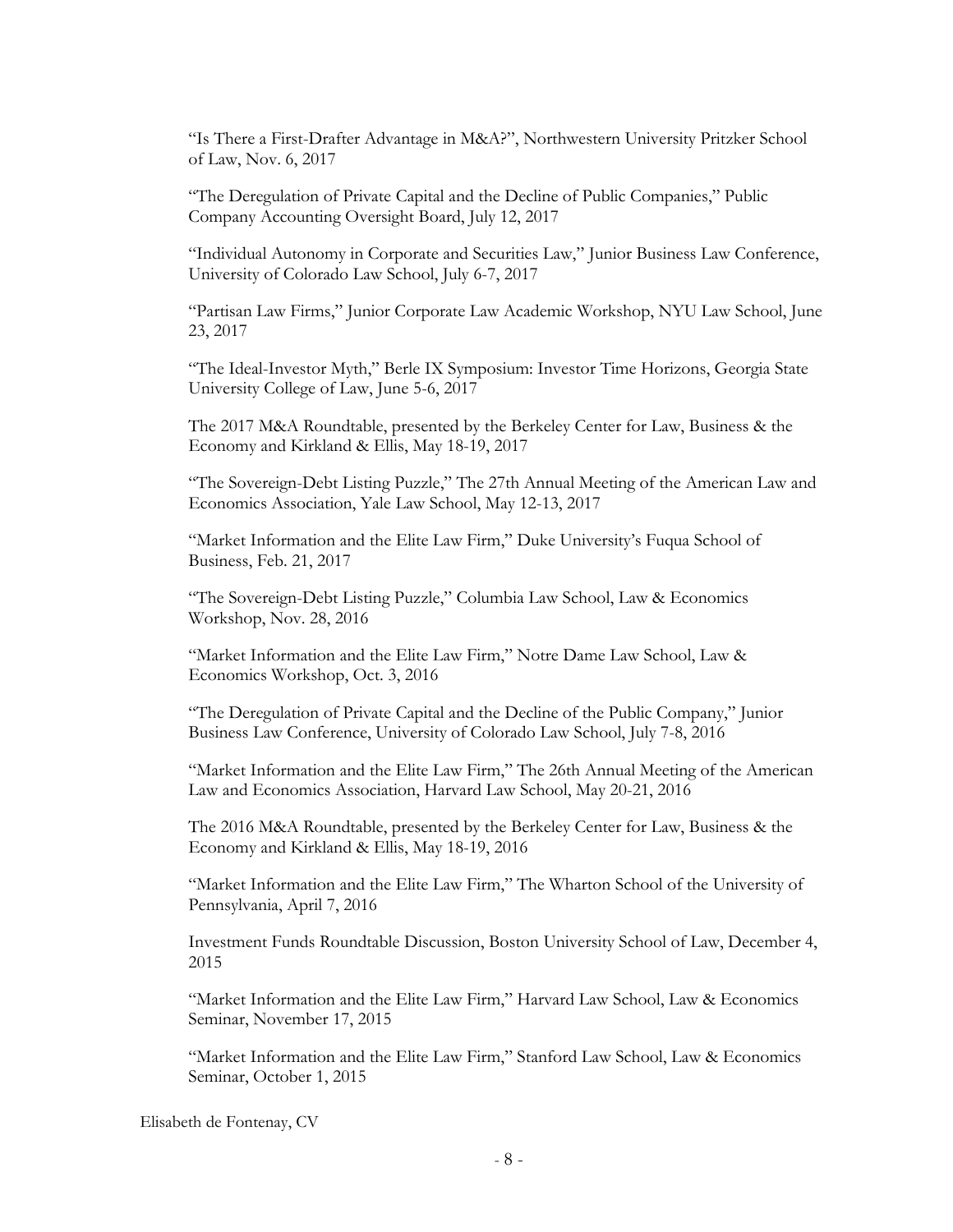"Is There a First-Drafter Advantage in M&A?", Northwestern University Pritzker School of Law, Nov. 6, 2017

"The Deregulation of Private Capital and the Decline of Public Companies," Public Company Accounting Oversight Board, July 12, 2017

"Individual Autonomy in Corporate and Securities Law," Junior Business Law Conference, University of Colorado Law School, July 6-7, 2017

"Partisan Law Firms," Junior Corporate Law Academic Workshop, NYU Law School, June 23, 2017

"The Ideal-Investor Myth," Berle IX Symposium: Investor Time Horizons, Georgia State University College of Law, June 5-6, 2017

The 2017 M&A Roundtable, presented by the Berkeley Center for Law, Business & the Economy and Kirkland & Ellis, May 18-19, 2017

"The Sovereign-Debt Listing Puzzle," The 27th Annual Meeting of the American Law and Economics Association, Yale Law School, May 12-13, 2017

"Market Information and the Elite Law Firm," Duke University's Fuqua School of Business, Feb. 21, 2017

"The Sovereign-Debt Listing Puzzle," Columbia Law School, Law & Economics Workshop, Nov. 28, 2016

"Market Information and the Elite Law Firm," Notre Dame Law School, Law & Economics Workshop, Oct. 3, 2016

"The Deregulation of Private Capital and the Decline of the Public Company," Junior Business Law Conference, University of Colorado Law School, July 7-8, 2016

"Market Information and the Elite Law Firm," The 26th Annual Meeting of the American Law and Economics Association, Harvard Law School, May 20-21, 2016

The 2016 M&A Roundtable, presented by the Berkeley Center for Law, Business & the Economy and Kirkland & Ellis, May 18-19, 2016

"Market Information and the Elite Law Firm," The Wharton School of the University of Pennsylvania, April 7, 2016

Investment Funds Roundtable Discussion, Boston University School of Law, December 4, 2015

"Market Information and the Elite Law Firm," Harvard Law School, Law & Economics Seminar, November 17, 2015

"Market Information and the Elite Law Firm," Stanford Law School, Law & Economics Seminar, October 1, 2015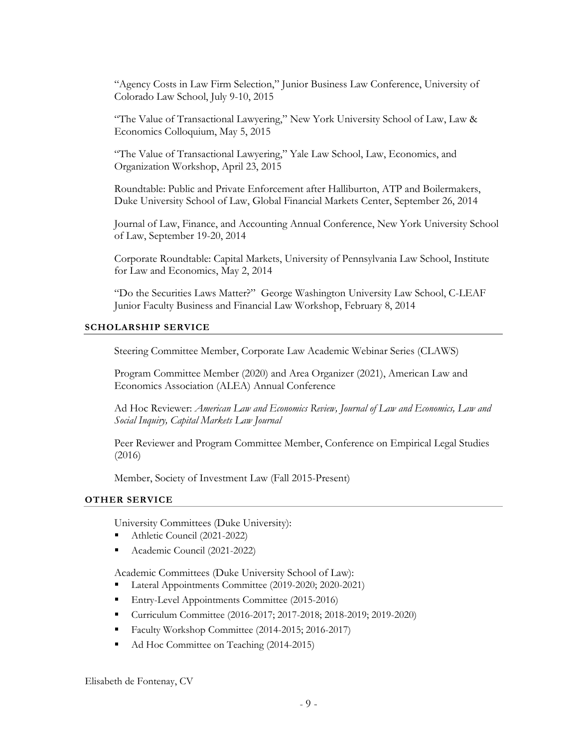"Agency Costs in Law Firm Selection," Junior Business Law Conference, University of Colorado Law School, July 9-10, 2015

"The Value of Transactional Lawyering," New York University School of Law, Law & Economics Colloquium, May 5, 2015

"The Value of Transactional Lawyering," Yale Law School, Law, Economics, and Organization Workshop, April 23, 2015

Roundtable: Public and Private Enforcement after Halliburton, ATP and Boilermakers, Duke University School of Law, Global Financial Markets Center, September 26, 2014

Journal of Law, Finance, and Accounting Annual Conference, New York University School of Law, September 19-20, 2014

Corporate Roundtable: Capital Markets, University of Pennsylvania Law School, Institute for Law and Economics, May 2, 2014

"Do the Securities Laws Matter?" George Washington University Law School, C-LEAF Junior Faculty Business and Financial Law Workshop, February 8, 2014

## SCHOLARSHIP SERVICE

Steering Committee Member, Corporate Law Academic Webinar Series (CLAWS)

Program Committee Member (2020) and Area Organizer (2021), American Law and Economics Association (ALEA) Annual Conference

Ad Hoc Reviewer: *American Law and Economics Review, Journal of Law and Economics, Law and Social Inquiry, Capital Markets Law Journal*

Peer Reviewer and Program Committee Member, Conference on Empirical Legal Studies (2016)

Member, Society of Investment Law (Fall 2015-Present)

## OTHER SERVICE

University Committees (Duke University):

- Athletic Council (2021-2022)
- Academic Council (2021-2022)

Academic Committees (Duke University School of Law):

- Lateral Appointments Committee (2019-2020; 2020-2021)
- Entry-Level Appointments Committee (2015-2016)
- Curriculum Committee (2016-2017; 2017-2018; 2018-2019; 2019-2020)
- Faculty Workshop Committee (2014-2015; 2016-2017)
- Ad Hoc Committee on Teaching (2014-2015)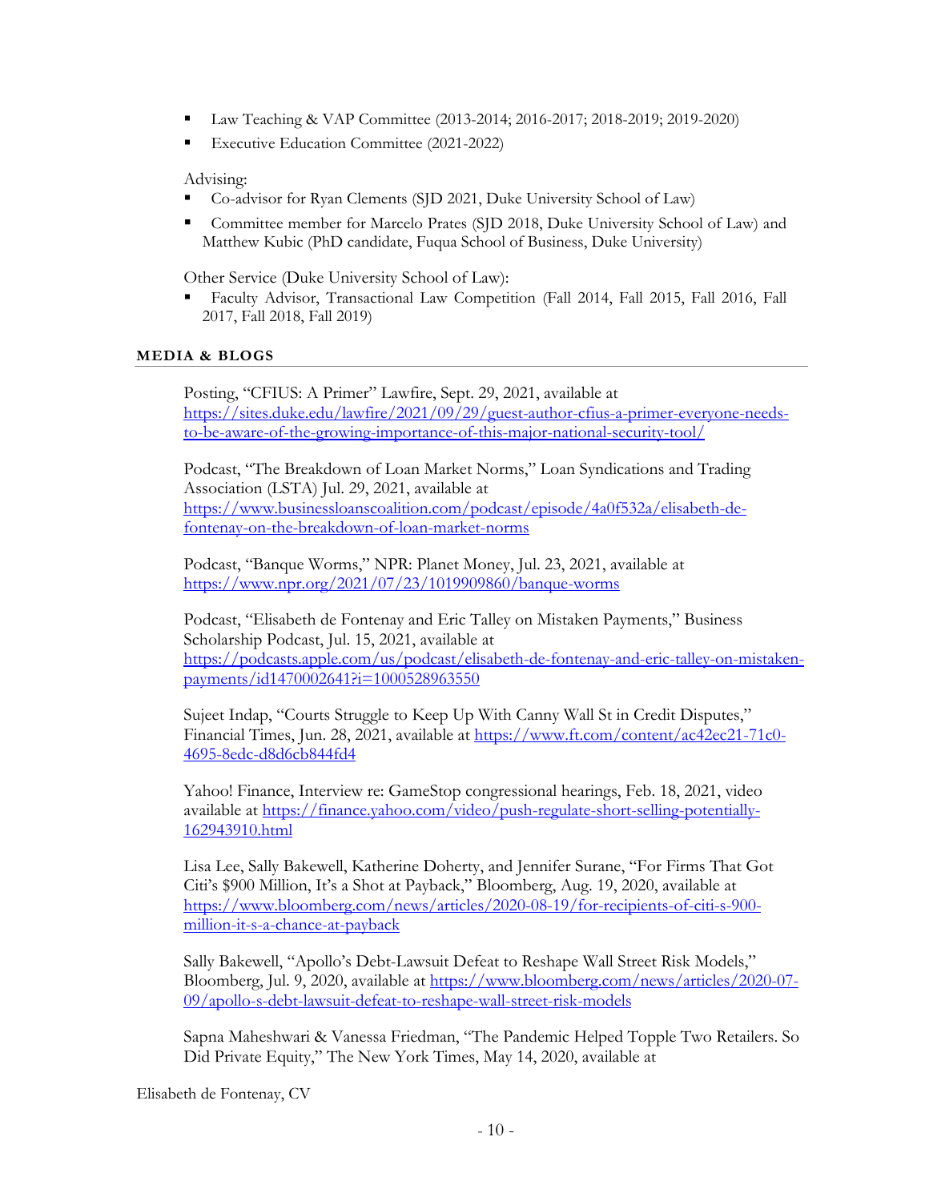- Law Teaching & VAP Committee (2013-2014; 2016-2017; 2018-2019; 2019-2020)
- Executive Education Committee (2021-2022)

Advising:

- Co-advisor for Ryan Clements (SJD 2021, Duke University School of Law)
- Committee member for Marcelo Prates (SJD 2018, Duke University School of Law) and Matthew Kubic (PhD candidate, Fuqua School of Business, Duke University)

Other Service (Duke University School of Law):

- Faculty Advisor, Transactional Law Competition (Fall 2014, Fall 2015, Fall 2016, Fall 2017, Fall 2018, Fall 2019)

## MEDIA & BLOGS

Posting, "CFIUS: A Primer" Lawfire, Sept. 29, 2021, available at https://sites.duke.edu/lawfire/2021/09/29/guest-author-cfius-a-primer-everyone-needs-to-be-aware-of-the-growing-importance-of-this-major-national-security-tool/

Podcast, "The Breakdown of Loan Market Norms," Loan Syndications and Trading Association (LSTA) Jul. 29, 2021, available at https://www.businessloanscoalition.com/podcast/episode/4a0f532a/elisabeth-de-fontenay-on-the-breakdown-of-loan-market-norms

Podcast, "Banque Worms," NPR: Planet Money, Jul. 23, 2021, available at https://www.npr.org/2021/07/23/1019909860/banque-worms

Podcast, "Elisabeth de Fontenay and Eric Talley on Mistaken Payments," Business Scholarship Podcast, Jul. 15, 2021, available at https://podcasts.apple.com/us/podcast/elisabeth-de-fontenay-and-eric-talley-on-mistaken-payments/id1470002641?i=1000528963550

Sujeet Indap, "Courts Struggle to Keep Up With Canny Wall St in Credit Disputes," Financial Times, Jun. 28, 2021, available at https://www.ft.com/content/ac42ec21-71c0-4695-8edc-d8d6cb844fd4

Yahoo! Finance, Interview re: GameStop congressional hearings, Feb. 18, 2021, video available at https://finance.yahoo.com/video/push-regulate-short-selling-potentially-162943910.html

Lisa Lee, Sally Bakewell, Katherine Doherty, and Jennifer Surane, "For Firms That Got Citi's $900 Million, It's a Shot at Payback," Bloomberg, Aug. 19, 2020, available at https://www.bloomberg.com/news/articles/2020-08-19/for-recipients-of-citi-s-900-million-it-s-a-chance-at-payback

Sally Bakewell, "Apollo's Debt-Lawsuit Defeat to Reshape Wall Street Risk Models," Bloomberg, Jul. 9, 2020, available at https://www.bloomberg.com/news/articles/2020-07-09/apollo-s-debt-lawsuit-defeat-to-reshape-wall-street-risk-models

Sapna Maheshwari & Vanessa Friedman, "The Pandemic Helped Topple Two Retailers. So Did Private Equity," The New York Times, May 14, 2020, available at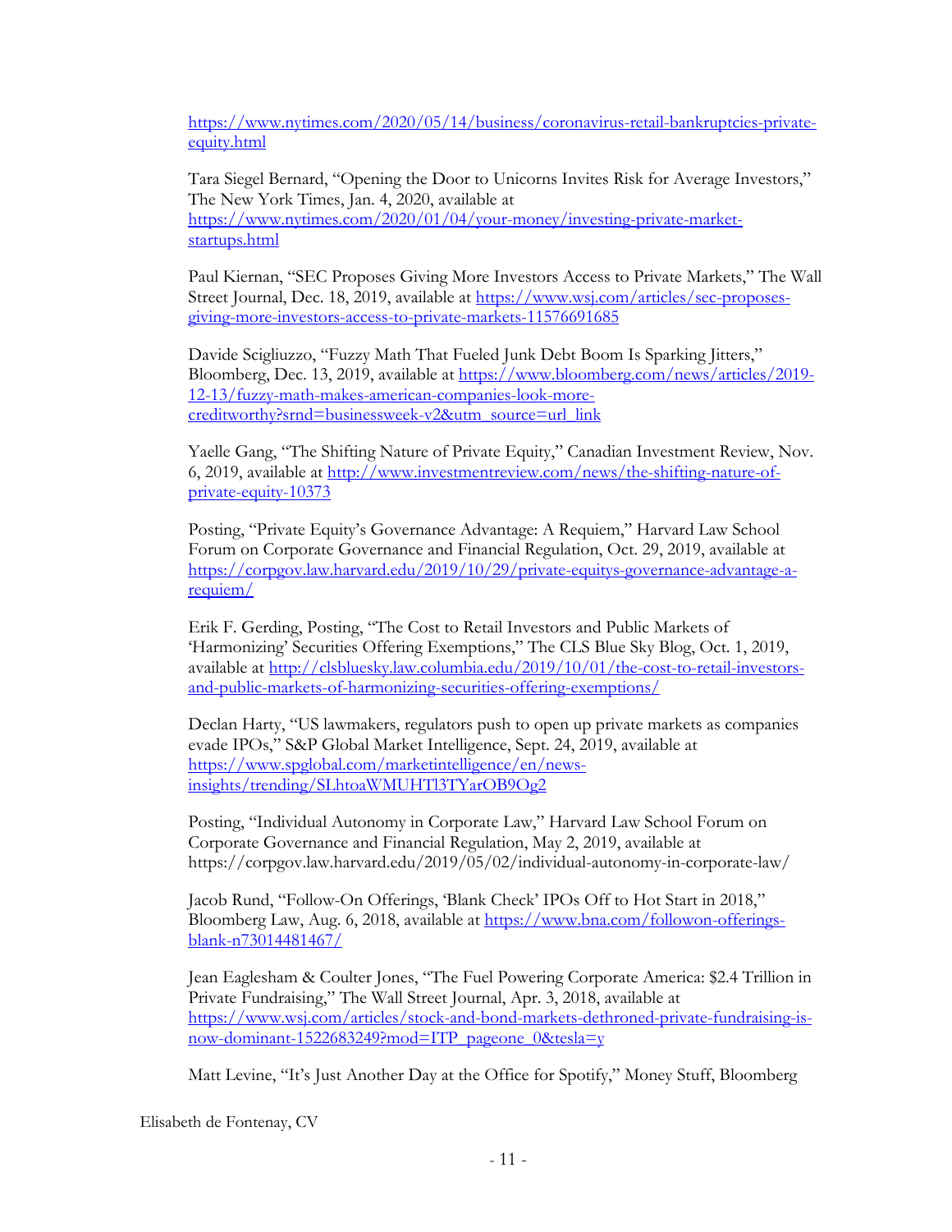https://www.nytimes.com/2020/05/14/business/coronavirus-retail-bankruptcies-private-equity.html

Tara Siegel Bernard, "Opening the Door to Unicorns Invites Risk for Average Investors," The New York Times, Jan. 4, 2020, available at https://www.nytimes.com/2020/01/04/your-money/investing-private-market-startups.html

Paul Kiernan, "SEC Proposes Giving More Investors Access to Private Markets," The Wall Street Journal, Dec. 18, 2019, available at https://www.wsj.com/articles/sec-proposes-giving-more-investors-access-to-private-markets-11576691685

Davide Scigliuzzo, "Fuzzy Math That Fueled Junk Debt Boom Is Sparking Jitters," Bloomberg, Dec. 13, 2019, available at https://www.bloomberg.com/news/articles/2019-12-13/fuzzy-math-makes-american-companies-look-more-creditworthy?srnd=businessweek-v2&utm_source=url_link

Yaelle Gang, "The Shifting Nature of Private Equity," Canadian Investment Review, Nov. 6, 2019, available at http://www.investmentreview.com/news/the-shifting-nature-of-private-equity-10373

Posting, "Private Equity's Governance Advantage: A Requiem," Harvard Law School Forum on Corporate Governance and Financial Regulation, Oct. 29, 2019, available at https://corpgov.law.harvard.edu/2019/10/29/private-equitys-governance-advantage-a-requiem/

Erik F. Gerding, Posting, "The Cost to Retail Investors and Public Markets of 'Harmonizing' Securities Offering Exemptions," The CLS Blue Sky Blog, Oct. 1, 2019, available at http://clsbluesky.law.columbia.edu/2019/10/01/the-cost-to-retail-investors-and-public-markets-of-harmonizing-securities-offering-exemptions/

Declan Harty, "US lawmakers, regulators push to open up private markets as companies evade IPOs," S&P Global Market Intelligence, Sept. 24, 2019, available at https://www.spglobal.com/marketintelligence/en/news-insights/trending/SLhtoaWMUHTl3TYarOB9Og2

Posting, "Individual Autonomy in Corporate Law," Harvard Law School Forum on Corporate Governance and Financial Regulation, May 2, 2019, available at https://corpgov.law.harvard.edu/2019/05/02/individual-autonomy-in-corporate-law/

Jacob Rund, "Follow-On Offerings, 'Blank Check' IPOs Off to Hot Start in 2018," Bloomberg Law, Aug. 6, 2018, available at https://www.bna.com/followon-offerings-blank-n73014481467/

Jean Eaglesham & Coulter Jones, "The Fuel Powering Corporate America: $2.4 Trillion in Private Fundraising," The Wall Street Journal, Apr. 3, 2018, available at https://www.wsj.com/articles/stock-and-bond-markets-dethroned-private-fundraising-is-now-dominant-1522683249?mod=ITP_pageone_0&tesla=y

Matt Levine, "It's Just Another Day at the Office for Spotify," Money Stuff, Bloomberg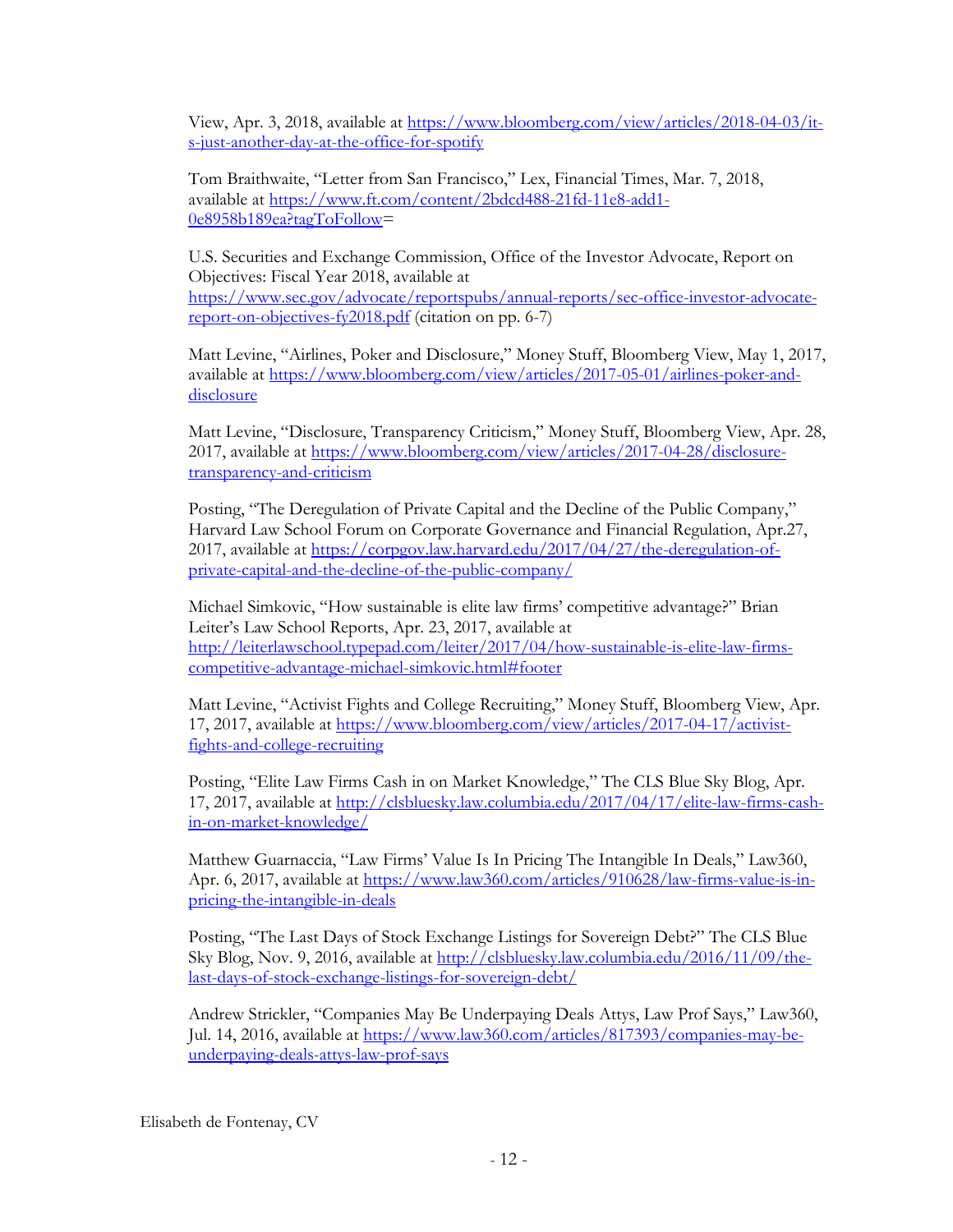View, Apr. 3, 2018, available at https://www.bloomberg.com/view/articles/2018-04-03/it-s-just-another-day-at-the-office-for-spotify

Tom Braithwaite, "Letter from San Francisco," Lex, Financial Times, Mar. 7, 2018, available at https://www.ft.com/content/2bdcd488-21fd-11e8-add1-0e8958b189ea?tagToFollow=

U.S. Securities and Exchange Commission, Office of the Investor Advocate, Report on Objectives: Fiscal Year 2018, available at https://www.sec.gov/advocate/reportspubs/annual-reports/sec-office-investor-advocate-report-on-objectives-fy2018.pdf (citation on pp. 6-7)

Matt Levine, "Airlines, Poker and Disclosure," Money Stuff, Bloomberg View, May 1, 2017, available at https://www.bloomberg.com/view/articles/2017-05-01/airlines-poker-and-disclosure

Matt Levine, "Disclosure, Transparency Criticism," Money Stuff, Bloomberg View, Apr. 28, 2017, available at https://www.bloomberg.com/view/articles/2017-04-28/disclosure-transparency-and-criticism

Posting, "The Deregulation of Private Capital and the Decline of the Public Company," Harvard Law School Forum on Corporate Governance and Financial Regulation, Apr.27, 2017, available at https://corpgov.law.harvard.edu/2017/04/27/the-deregulation-of-private-capital-and-the-decline-of-the-public-company/

Michael Simkovic, "How sustainable is elite law firms' competitive advantage?" Brian Leiter's Law School Reports, Apr. 23, 2017, available at http://leiterlawschool.typepad.com/leiter/2017/04/how-sustainable-is-elite-law-firms-competitive-advantage-michael-simkovic.html#footer

Matt Levine, "Activist Fights and College Recruiting," Money Stuff, Bloomberg View, Apr. 17, 2017, available at https://www.bloomberg.com/view/articles/2017-04-17/activist-fights-and-college-recruiting

Posting, "Elite Law Firms Cash in on Market Knowledge," The CLS Blue Sky Blog, Apr. 17, 2017, available at http://clsbluesky.law.columbia.edu/2017/04/17/elite-law-firms-cash-in-on-market-knowledge/

Matthew Guarnaccia, "Law Firms' Value Is In Pricing The Intangible In Deals," Law360, Apr. 6, 2017, available at https://www.law360.com/articles/910628/law-firms-value-is-in-pricing-the-intangible-in-deals

Posting, "The Last Days of Stock Exchange Listings for Sovereign Debt?" The CLS Blue Sky Blog, Nov. 9, 2016, available at http://clsbluesky.law.columbia.edu/2016/11/09/the-last-days-of-stock-exchange-listings-for-sovereign-debt/

Andrew Strickler, "Companies May Be Underpaying Deals Attys, Law Prof Says," Law360, Jul. 14, 2016, available at https://www.law360.com/articles/817393/companies-may-be-underpaying-deals-attys-law-prof-says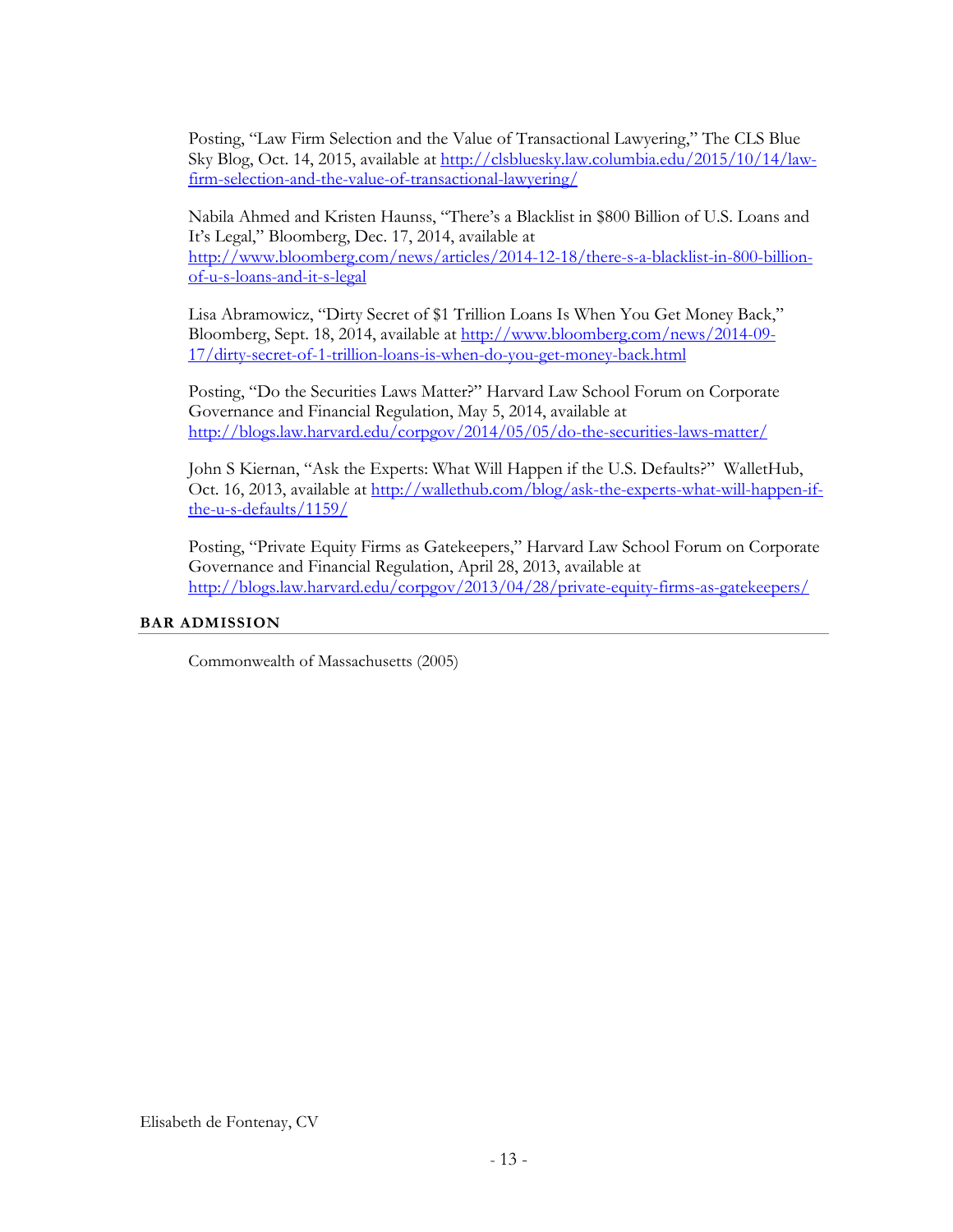Posting, "Law Firm Selection and the Value of Transactional Lawyering," The CLS Blue Sky Blog, Oct. 14, 2015, available at http://clsbluesky.law.columbia.edu/2015/10/14/law-firm-selection-and-the-value-of-transactional-lawyering/

Nabila Ahmed and Kristen Haunss, "There's a Blacklist in $800 Billion of U.S. Loans and It's Legal," Bloomberg, Dec. 17, 2014, available at http://www.bloomberg.com/news/articles/2014-12-18/there-s-a-blacklist-in-800-billion-of-u-s-loans-and-it-s-legal

Lisa Abramowicz, "Dirty Secret of $1 Trillion Loans Is When You Get Money Back," Bloomberg, Sept. 18, 2014, available at http://www.bloomberg.com/news/2014-09-17/dirty-secret-of-1-trillion-loans-is-when-do-you-get-money-back.html

Posting, "Do the Securities Laws Matter?" Harvard Law School Forum on Corporate Governance and Financial Regulation, May 5, 2014, available at http://blogs.law.harvard.edu/corpgov/2014/05/05/do-the-securities-laws-matter/

John S Kiernan, "Ask the Experts: What Will Happen if the U.S. Defaults?" WalletHub, Oct. 16, 2013, available at http://wallethub.com/blog/ask-the-experts-what-will-happen-if-the-u-s-defaults/1159/

Posting, "Private Equity Firms as Gatekeepers," Harvard Law School Forum on Corporate Governance and Financial Regulation, April 28, 2013, available at http://blogs.law.harvard.edu/corpgov/2013/04/28/private-equity-firms-as-gatekeepers/

## BAR ADMISSION

Commonwealth of Massachusetts (2005)